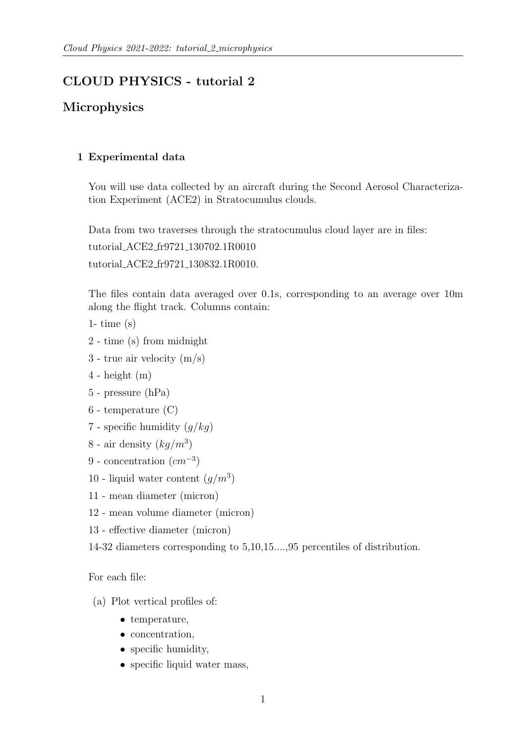# CLOUD PHYSICS - tutorial 2

## Microphysics

### 1 Experimental data

You will use data collected by an aircraft during the Second Aerosol Characterization Experiment (ACE2) in Stratocumulus clouds.

Data from two traverses through the stratocumulus cloud layer are in files:

tutorial_ACE2_fr9721_130702.1R0010

tutorial_ACE2_fr9721_130832.1R0010.

The files contain data averaged over 0.1s, corresponding to an average over 10m along the flight track. Columns contain:

1- time (s)

2 - time (s) from midnight

3 - true air velocity (m/s)

4 - height (m)

5 - pressure (hPa)

6 - temperature (C)

7 - specific humidity ($g/kg$)

8 - air density ($kg/m^3$)

9 - concentration ($cm^{-3}$)

10 - liquid water content ($g/m^3$)

11 - mean diameter (micron)

12 - mean volume diameter (micron)

13 - effective diameter (micron)

14-32 diameters corresponding to 5,10,15....,95 percentiles of distribution.

For each file:

(a) Plot vertical profiles of:

- temperature,
- concentration,
- specific humidity,
- specific liquid water mass,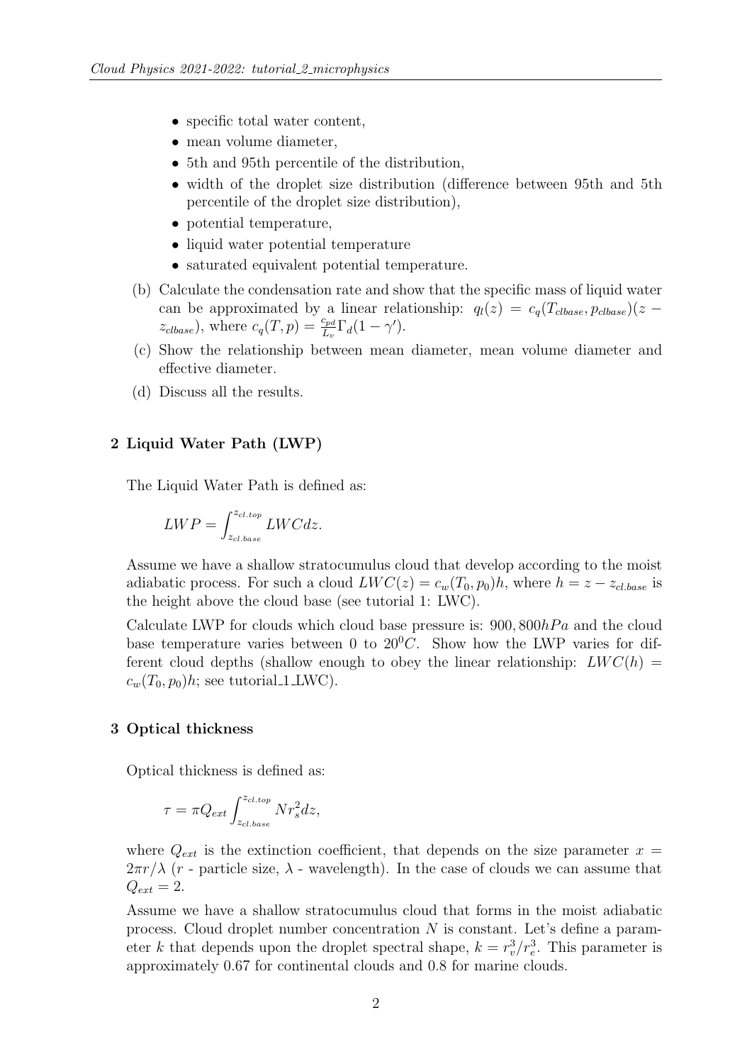- specific total water content,
- mean volume diameter,
- 5th and 95th percentile of the distribution,
- width of the droplet size distribution (difference between 95th and 5th percentile of the droplet size distribution),
- potential temperature,
- liquid water potential temperature
- saturated equivalent potential temperature.

(b) Calculate the condensation rate and show that the specific mass of liquid water can be approximated by a linear relationship: $q_l(z) = c_q(T_{clbase}, p_{clbase})(z - z_{clbase})$, where $c_q(T, p) = \frac{c_{pd}}{L_v}\Gamma_d(1 - \gamma')$.

(c) Show the relationship between mean diameter, mean volume diameter and effective diameter.

(d) Discuss all the results.

## 2 Liquid Water Path (LWP)

The Liquid Water Path is defined as:

$$LWP = \int_{z_{cl.base}}^{z_{cl.top}} LWC dz.$$

Assume we have a shallow stratocumulus cloud that develop according to the moist adiabatic process. For such a cloud $LWC(z) = c_w(T_0, p_0)h$, where $h = z - z_{cl.base}$ is the height above the cloud base (see tutorial 1: LWC).

Calculate LWP for clouds which cloud base pressure is: $900, 800 hPa$ and the cloud base temperature varies between 0 to $20^0C$. Show how the LWP varies for different cloud depths (shallow enough to obey the linear relationship: $LWC(h) = c_w(T_0, p_0)h$; see tutorial_1_LWC).

## 3 Optical thickness

Optical thickness is defined as:

$$\tau = \pi Q_{ext} \int_{z_{cl.base}}^{z_{cl.top}} N r_s^2 dz,$$

where $Q_{ext}$ is the extinction coefficient, that depends on the size parameter $x = 2\pi r/\lambda$ ($r$ - particle size, $\lambda$ - wavelength). In the case of clouds we can assume that $Q_{ext} = 2$.

Assume we have a shallow stratocumulus cloud that forms in the moist adiabatic process. Cloud droplet number concentration $N$ is constant. Let's define a parameter $k$ that depends upon the droplet spectral shape, $k = r_v^3/r_e^3$. This parameter is approximately 0.67 for continental clouds and 0.8 for marine clouds.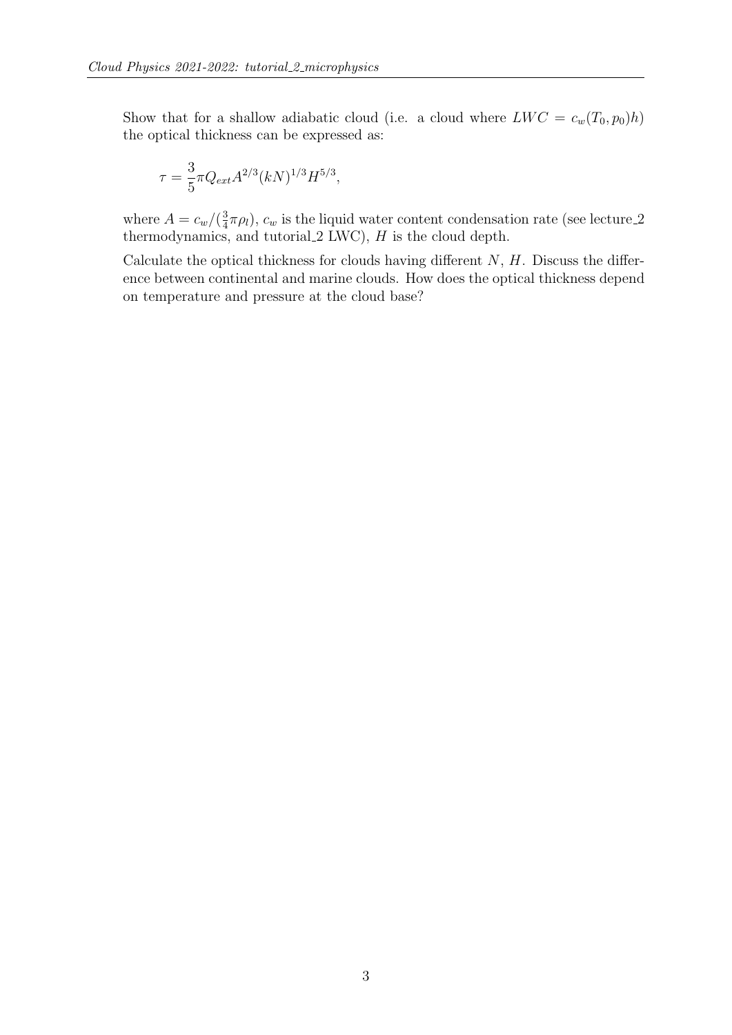Show that for a shallow adiabatic cloud (i.e. a cloud where $LWC = c_w(T_0, p_0)h$) the optical thickness can be expressed as:

$$\tau = \frac{3}{5}\pi Q_{ext} A^{2/3} (kN)^{1/3} H^{5/3},$$

where $A = c_w/(\frac{3}{4}\pi\rho_l)$, $c_w$ is the liquid water content condensation rate (see lecture_2 thermodynamics, and tutorial_2 LWC), $H$ is the cloud depth.

Calculate the optical thickness for clouds having different $N$, $H$. Discuss the difference between continental and marine clouds. How does the optical thickness depend on temperature and pressure at the cloud base?